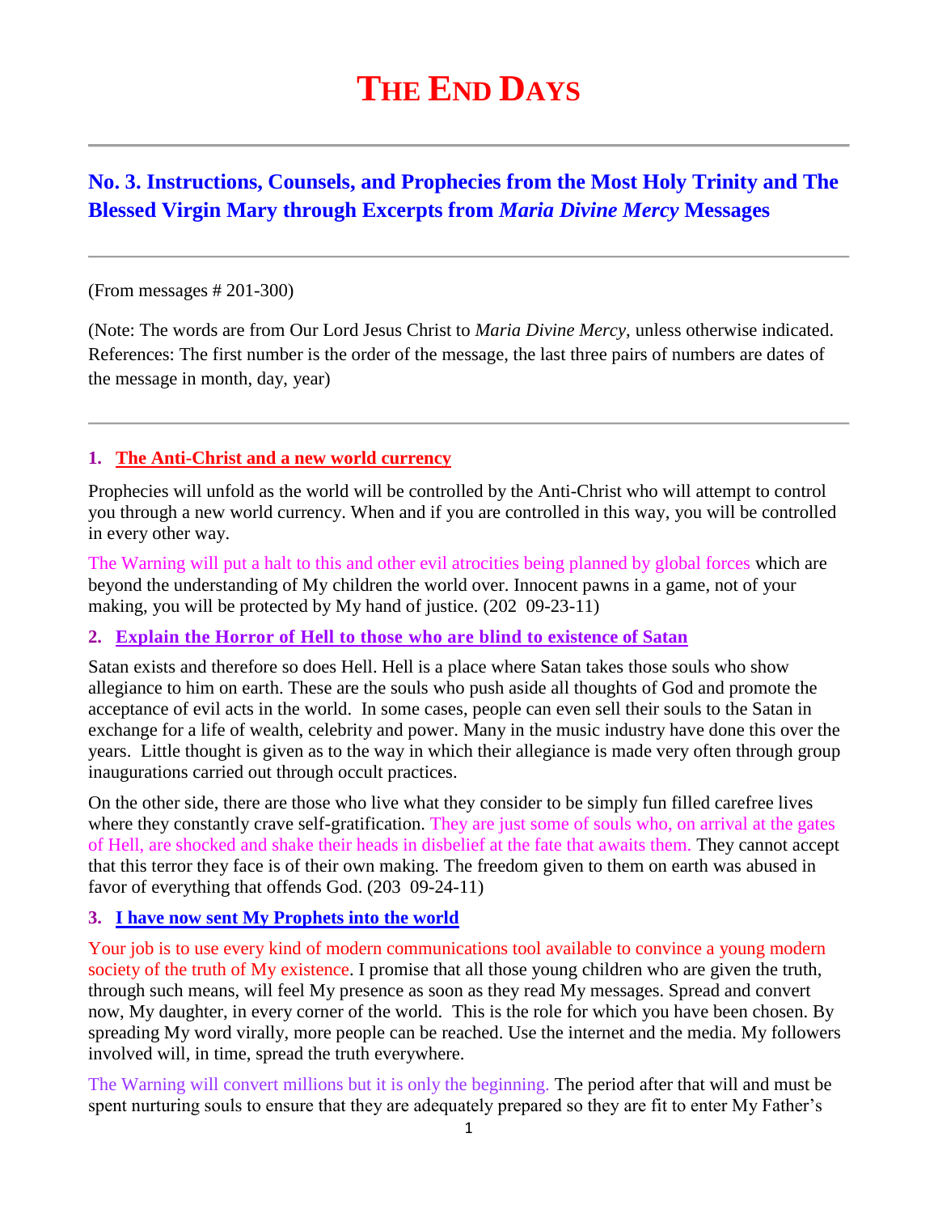# THE END DAYS

## No. 3. Instructions, Counsels, and Prophecies from the Most Holy Trinity and The Blessed Virgin Mary through Excerpts from *Maria Divine Mercy* Messages

(From messages # 201-300)

(Note: The words are from Our Lord Jesus Christ to *Maria Divine Mercy*, unless otherwise indicated. References: The first number is the order of the message, the last three pairs of numbers are dates of the message in month, day, year)

### 1. The Anti-Christ and a new world currency

Prophecies will unfold as the world will be controlled by the Anti-Christ who will attempt to control you through a new world currency. When and if you are controlled in this way, you will be controlled in every other way.

The Warning will put a halt to this and other evil atrocities being planned by global forces which are beyond the understanding of My children the world over. Innocent pawns in a game, not of your making, you will be protected by My hand of justice. (202 09-23-11)

### 2. Explain the Horror of Hell to those who are blind to existence of Satan

Satan exists and therefore so does Hell. Hell is a place where Satan takes those souls who show allegiance to him on earth. These are the souls who push aside all thoughts of God and promote the acceptance of evil acts in the world. In some cases, people can even sell their souls to the Satan in exchange for a life of wealth, celebrity and power. Many in the music industry have done this over the years. Little thought is given as to the way in which their allegiance is made very often through group inaugurations carried out through occult practices.

On the other side, there are those who live what they consider to be simply fun filled carefree lives where they constantly crave self-gratification. They are just some of souls who, on arrival at the gates of Hell, are shocked and shake their heads in disbelief at the fate that awaits them. They cannot accept that this terror they face is of their own making. The freedom given to them on earth was abused in favor of everything that offends God. (203 09-24-11)

### 3. I have now sent My Prophets into the world

Your job is to use every kind of modern communications tool available to convince a young modern society of the truth of My existence. I promise that all those young children who are given the truth, through such means, will feel My presence as soon as they read My messages. Spread and convert now, My daughter, in every corner of the world. This is the role for which you have been chosen. By spreading My word virally, more people can be reached. Use the internet and the media. My followers involved will, in time, spread the truth everywhere.

The Warning will convert millions but it is only the beginning. The period after that will and must be spent nurturing souls to ensure that they are adequately prepared so they are fit to enter My Father's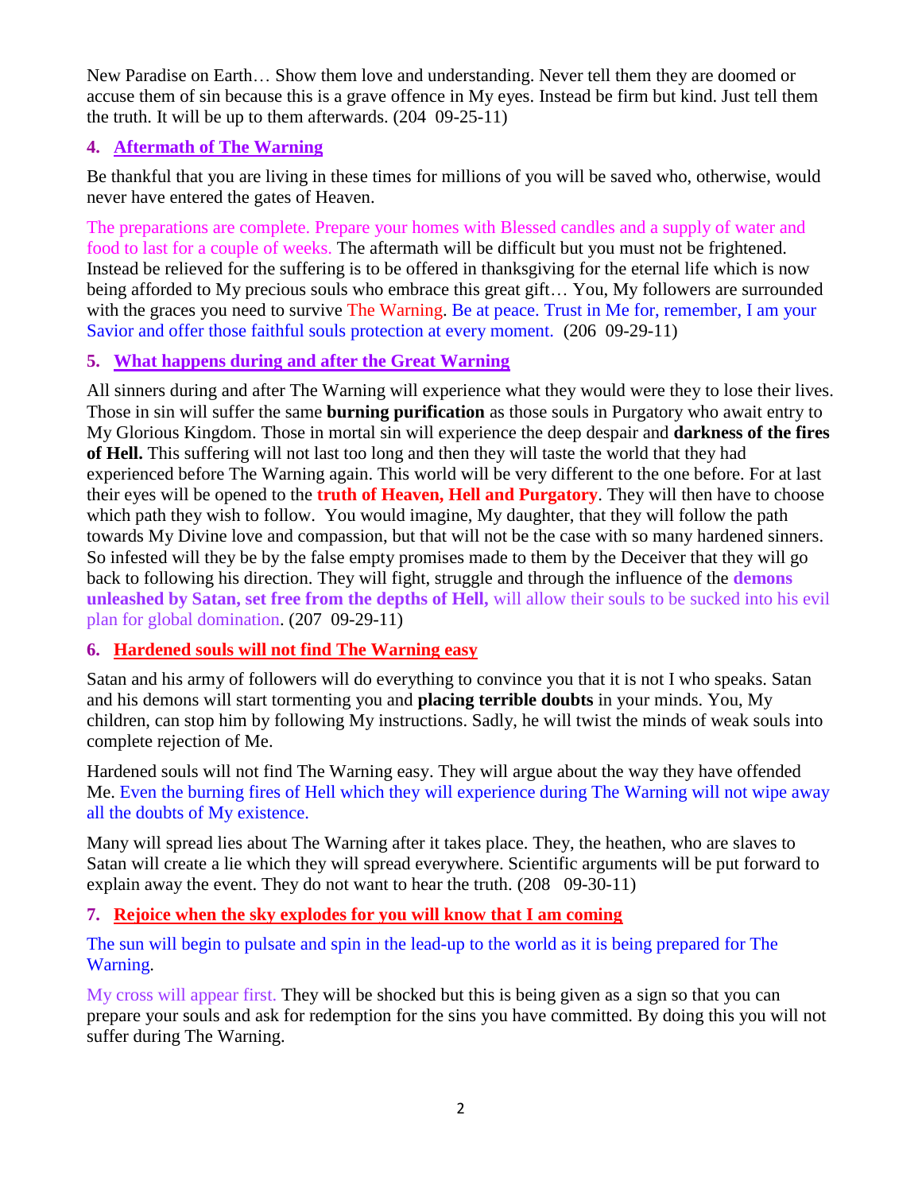New Paradise on Earth… Show them love and understanding. Never tell them they are doomed or accuse them of sin because this is a grave offence in My eyes. Instead be firm but kind. Just tell them the truth. It will be up to them afterwards. (204 09-25-11)

#### 4. Aftermath of The Warning

Be thankful that you are living in these times for millions of you will be saved who, otherwise, would never have entered the gates of Heaven.

The preparations are complete. Prepare your homes with Blessed candles and a supply of water and food to last for a couple of weeks. The aftermath will be difficult but you must not be frightened. Instead be relieved for the suffering is to be offered in thanksgiving for the eternal life which is now being afforded to My precious souls who embrace this great gift… You, My followers are surrounded with the graces you need to survive The Warning. Be at peace. Trust in Me for, remember, I am your Savior and offer those faithful souls protection at every moment. (206 09-29-11)

#### 5. What happens during and after the Great Warning

All sinners during and after The Warning will experience what they would were they to lose their lives. Those in sin will suffer the same **burning purification** as those souls in Purgatory who await entry to My Glorious Kingdom. Those in mortal sin will experience the deep despair and **darkness of the fires of Hell.** This suffering will not last too long and then they will taste the world that they had experienced before The Warning again. This world will be very different to the one before. For at last their eyes will be opened to the **truth of Heaven, Hell and Purgatory**. They will then have to choose which path they wish to follow. You would imagine, My daughter, that they will follow the path towards My Divine love and compassion, but that will not be the case with so many hardened sinners. So infested will they be by the false empty promises made to them by the Deceiver that they will go back to following his direction. They will fight, struggle and through the influence of the **demons unleashed by Satan, set free from the depths of Hell,** will allow their souls to be sucked into his evil plan for global domination. (207 09-29-11)

#### 6. Hardened souls will not find The Warning easy

Satan and his army of followers will do everything to convince you that it is not I who speaks. Satan and his demons will start tormenting you and **placing terrible doubts** in your minds. You, My children, can stop him by following My instructions. Sadly, he will twist the minds of weak souls into complete rejection of Me.

Hardened souls will not find The Warning easy. They will argue about the way they have offended Me. Even the burning fires of Hell which they will experience during The Warning will not wipe away all the doubts of My existence.

Many will spread lies about The Warning after it takes place. They, the heathen, who are slaves to Satan will create a lie which they will spread everywhere. Scientific arguments will be put forward to explain away the event. They do not want to hear the truth. (208 09-30-11)

#### 7. Rejoice when the sky explodes for you will know that I am coming

The sun will begin to pulsate and spin in the lead-up to the world as it is being prepared for The Warning.

My cross will appear first. They will be shocked but this is being given as a sign so that you can prepare your souls and ask for redemption for the sins you have committed. By doing this you will not suffer during The Warning.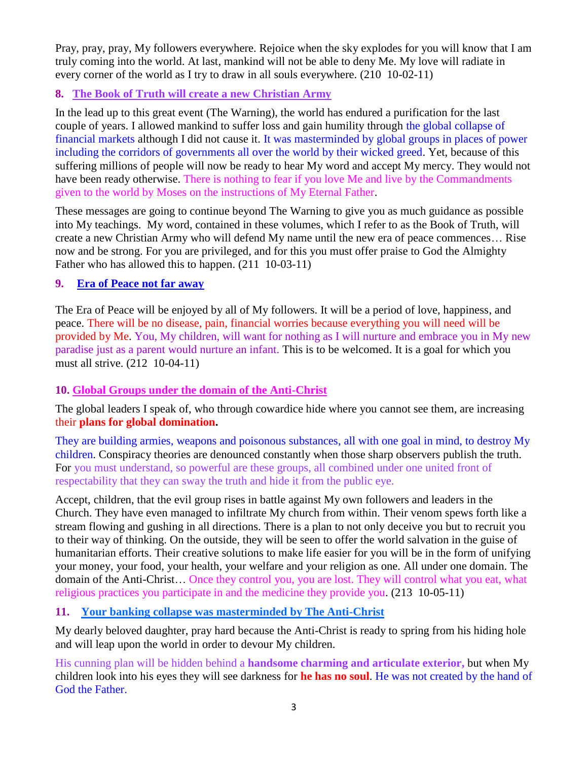Pray, pray, pray, My followers everywhere. Rejoice when the sky explodes for you will know that I am truly coming into the world. At last, mankind will not be able to deny Me. My love will radiate in every corner of the world as I try to draw in all souls everywhere. (210  10-02-11)

### 8. The Book of Truth will create a new Christian Army

In the lead up to this great event (The Warning), the world has endured a purification for the last couple of years. I allowed mankind to suffer loss and gain humility through the global collapse of financial markets although I did not cause it. It was masterminded by global groups in places of power including the corridors of governments all over the world by their wicked greed. Yet, because of this suffering millions of people will now be ready to hear My word and accept My mercy. They would not have been ready otherwise. There is nothing to fear if you love Me and live by the Commandments given to the world by Moses on the instructions of My Eternal Father.

These messages are going to continue beyond The Warning to give you as much guidance as possible into My teachings.  My word, contained in these volumes, which I refer to as the Book of Truth, will create a new Christian Army who will defend My name until the new era of peace commences… Rise now and be strong. For you are privileged, and for this you must offer praise to God the Almighty Father who has allowed this to happen. (211  10-03-11)

### 9. Era of Peace not far away

The Era of Peace will be enjoyed by all of My followers. It will be a period of love, happiness, and peace. There will be no disease, pain, financial worries because everything you will need will be provided by Me. You, My children, will want for nothing as I will nurture and embrace you in My new paradise just as a parent would nurture an infant. This is to be welcomed. It is a goal for which you must all strive. (212  10-04-11)

### 10. Global Groups under the domain of the Anti-Christ

The global leaders I speak of, who through cowardice hide where you cannot see them, are increasing their **plans for global domination.**

They are building armies, weapons and poisonous substances, all with one goal in mind, to destroy My children. Conspiracy theories are denounced constantly when those sharp observers publish the truth. For you must understand, so powerful are these groups, all combined under one united front of respectability that they can sway the truth and hide it from the public eye.

Accept, children, that the evil group rises in battle against My own followers and leaders in the Church. They have even managed to infiltrate My church from within. Their venom spews forth like a stream flowing and gushing in all directions. There is a plan to not only deceive you but to recruit you to their way of thinking. On the outside, they will be seen to offer the world salvation in the guise of humanitarian efforts. Their creative solutions to make life easier for you will be in the form of unifying your money, your food, your health, your welfare and your religion as one. All under one domain. The domain of the Anti-Christ… Once they control you, you are lost. They will control what you eat, what religious practices you participate in and the medicine they provide you. (213  10-05-11)

### 11. Your banking collapse was masterminded by The Anti-Christ

My dearly beloved daughter, pray hard because the Anti-Christ is ready to spring from his hiding hole and will leap upon the world in order to devour My children.

His cunning plan will be hidden behind a **handsome charming and articulate exterior,** but when My children look into his eyes they will see darkness for **he has no soul**. He was not created by the hand of God the Father.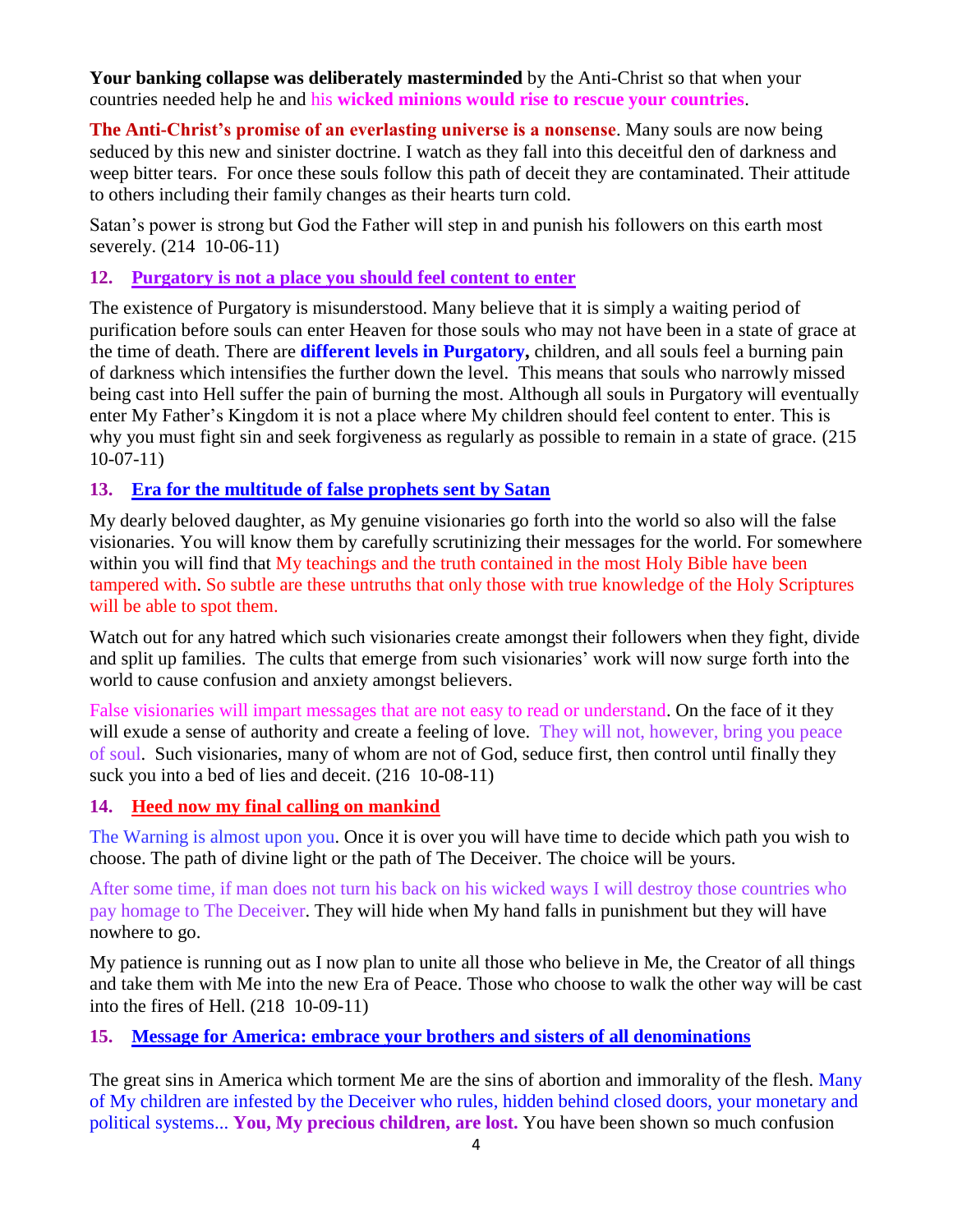**Your banking collapse was deliberately masterminded** by the Anti-Christ so that when your countries needed help he and his **wicked minions would rise to rescue your countries**.

**The Anti-Christ's promise of an everlasting universe is a nonsense**. Many souls are now being seduced by this new and sinister doctrine. I watch as they fall into this deceitful den of darkness and weep bitter tears. For once these souls follow this path of deceit they are contaminated. Their attitude to others including their family changes as their hearts turn cold.

Satan's power is strong but God the Father will step in and punish his followers on this earth most severely. (214 10-06-11)

### 12. Purgatory is not a place you should feel content to enter

The existence of Purgatory is misunderstood. Many believe that it is simply a waiting period of purification before souls can enter Heaven for those souls who may not have been in a state of grace at the time of death. There are **different levels in Purgatory,** children, and all souls feel a burning pain of darkness which intensifies the further down the level. This means that souls who narrowly missed being cast into Hell suffer the pain of burning the most. Although all souls in Purgatory will eventually enter My Father's Kingdom it is not a place where My children should feel content to enter. This is why you must fight sin and seek forgiveness as regularly as possible to remain in a state of grace. (215 10-07-11)

### 13. Era for the multitude of false prophets sent by Satan

My dearly beloved daughter, as My genuine visionaries go forth into the world so also will the false visionaries. You will know them by carefully scrutinizing their messages for the world. For somewhere within you will find that My teachings and the truth contained in the most Holy Bible have been tampered with. So subtle are these untruths that only those with true knowledge of the Holy Scriptures will be able to spot them.

Watch out for any hatred which such visionaries create amongst their followers when they fight, divide and split up families. The cults that emerge from such visionaries' work will now surge forth into the world to cause confusion and anxiety amongst believers.

False visionaries will impart messages that are not easy to read or understand. On the face of it they will exude a sense of authority and create a feeling of love. They will not, however, bring you peace of soul. Such visionaries, many of whom are not of God, seduce first, then control until finally they suck you into a bed of lies and deceit. (216 10-08-11)

### 14. Heed now my final calling on mankind

The Warning is almost upon you. Once it is over you will have time to decide which path you wish to choose. The path of divine light or the path of The Deceiver. The choice will be yours.

After some time, if man does not turn his back on his wicked ways I will destroy those countries who pay homage to The Deceiver. They will hide when My hand falls in punishment but they will have nowhere to go.

My patience is running out as I now plan to unite all those who believe in Me, the Creator of all things and take them with Me into the new Era of Peace. Those who choose to walk the other way will be cast into the fires of Hell. (218 10-09-11)

### 15. Message for America: embrace your brothers and sisters of all denominations

The great sins in America which torment Me are the sins of abortion and immorality of the flesh. Many of My children are infested by the Deceiver who rules, hidden behind closed doors, your monetary and political systems... **You, My precious children, are lost.** You have been shown so much confusion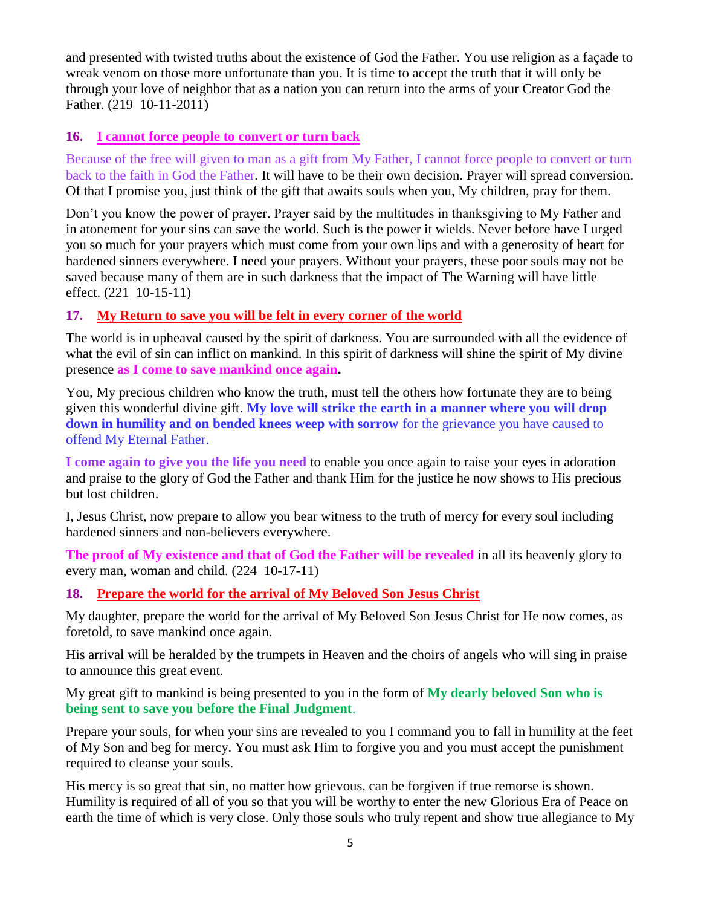and presented with twisted truths about the existence of God the Father. You use religion as a façade to wreak venom on those more unfortunate than you. It is time to accept the truth that it will only be through your love of neighbor that as a nation you can return into the arms of your Creator God the Father. (219 10-11-2011)

### 16. I cannot force people to convert or turn back

Because of the free will given to man as a gift from My Father, I cannot force people to convert or turn back to the faith in God the Father. It will have to be their own decision. Prayer will spread conversion. Of that I promise you, just think of the gift that awaits souls when you, My children, pray for them.

Don't you know the power of prayer. Prayer said by the multitudes in thanksgiving to My Father and in atonement for your sins can save the world. Such is the power it wields. Never before have I urged you so much for your prayers which must come from your own lips and with a generosity of heart for hardened sinners everywhere. I need your prayers. Without your prayers, these poor souls may not be saved because many of them are in such darkness that the impact of The Warning will have little effect. (221 10-15-11)

### 17. My Return to save you will be felt in every corner of the world

The world is in upheaval caused by the spirit of darkness. You are surrounded with all the evidence of what the evil of sin can inflict on mankind. In this spirit of darkness will shine the spirit of My divine presence **as I come to save mankind once again.**

You, My precious children who know the truth, must tell the others how fortunate they are to being given this wonderful divine gift. **My love will strike the earth in a manner where you will drop down in humility and on bended knees weep with sorrow** for the grievance you have caused to offend My Eternal Father.

**I come again to give you the life you need** to enable you once again to raise your eyes in adoration and praise to the glory of God the Father and thank Him for the justice he now shows to His precious but lost children.

I, Jesus Christ, now prepare to allow you bear witness to the truth of mercy for every soul including hardened sinners and non-believers everywhere.

**The proof of My existence and that of God the Father will be revealed** in all its heavenly glory to every man, woman and child. (224 10-17-11)

### 18. Prepare the world for the arrival of My Beloved Son Jesus Christ

My daughter, prepare the world for the arrival of My Beloved Son Jesus Christ for He now comes, as foretold, to save mankind once again.

His arrival will be heralded by the trumpets in Heaven and the choirs of angels who will sing in praise to announce this great event.

My great gift to mankind is being presented to you in the form of **My dearly beloved Son who is being sent to save you before the Final Judgment**.

Prepare your souls, for when your sins are revealed to you I command you to fall in humility at the feet of My Son and beg for mercy. You must ask Him to forgive you and you must accept the punishment required to cleanse your souls.

His mercy is so great that sin, no matter how grievous, can be forgiven if true remorse is shown. Humility is required of all of you so that you will be worthy to enter the new Glorious Era of Peace on earth the time of which is very close. Only those souls who truly repent and show true allegiance to My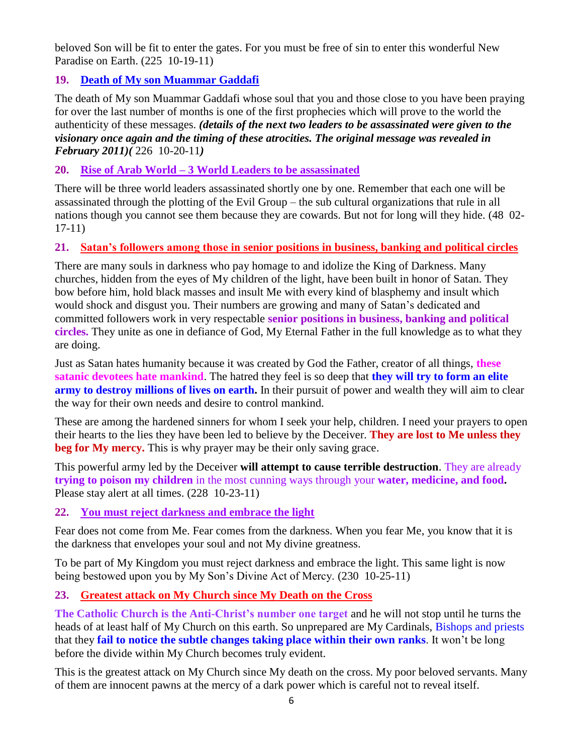beloved Son will be fit to enter the gates. For you must be free of sin to enter this wonderful New Paradise on Earth. (225 10-19-11)

### 19. Death of My son Muammar Gaddafi

The death of My son Muammar Gaddafi whose soul that you and those close to you have been praying for over the last number of months is one of the first prophecies which will prove to the world the authenticity of these messages. ***(details of the next two leaders to be assassinated were given to the visionary once again and the timing of these atrocities. The original message was revealed in February 2011)(*** 226 10-20-11***)***

### 20. Rise of Arab World – 3 World Leaders to be assassinated

There will be three world leaders assassinated shortly one by one. Remember that each one will be assassinated through the plotting of the Evil Group – the sub cultural organizations that rule in all nations though you cannot see them because they are cowards. But not for long will they hide. (48 02-17-11)

### 21. Satan's followers among those in senior positions in business, banking and political circles

There are many souls in darkness who pay homage to and idolize the King of Darkness. Many churches, hidden from the eyes of My children of the light, have been built in honor of Satan. They bow before him, hold black masses and insult Me with every kind of blasphemy and insult which would shock and disgust you. Their numbers are growing and many of Satan's dedicated and committed followers work in very respectable **senior positions in business, banking and political circles.** They unite as one in defiance of God, My Eternal Father in the full knowledge as to what they are doing.

Just as Satan hates humanity because it was created by God the Father, creator of all things, **these satanic devotees hate mankind**. The hatred they feel is so deep that **they will try to form an elite army to destroy millions of lives on earth.** In their pursuit of power and wealth they will aim to clear the way for their own needs and desire to control mankind.

These are among the hardened sinners for whom I seek your help, children. I need your prayers to open their hearts to the lies they have been led to believe by the Deceiver. **They are lost to Me unless they beg for My mercy.** This is why prayer may be their only saving grace.

This powerful army led by the Deceiver **will attempt to cause terrible destruction**. They are already **trying to poison my children** in the most cunning ways through your **water, medicine, and food.** Please stay alert at all times. (228 10-23-11)

### 22. You must reject darkness and embrace the light

Fear does not come from Me. Fear comes from the darkness. When you fear Me, you know that it is the darkness that envelopes your soul and not My divine greatness.

To be part of My Kingdom you must reject darkness and embrace the light. This same light is now being bestowed upon you by My Son's Divine Act of Mercy. (230 10-25-11)

### 23. Greatest attack on My Church since My Death on the Cross

**The Catholic Church is the Anti-Christ's number one target** and he will not stop until he turns the heads of at least half of My Church on this earth. So unprepared are My Cardinals, Bishops and priests that they **fail to notice the subtle changes taking place within their own ranks**. It won't be long before the divide within My Church becomes truly evident.

This is the greatest attack on My Church since My death on the cross. My poor beloved servants. Many of them are innocent pawns at the mercy of a dark power which is careful not to reveal itself.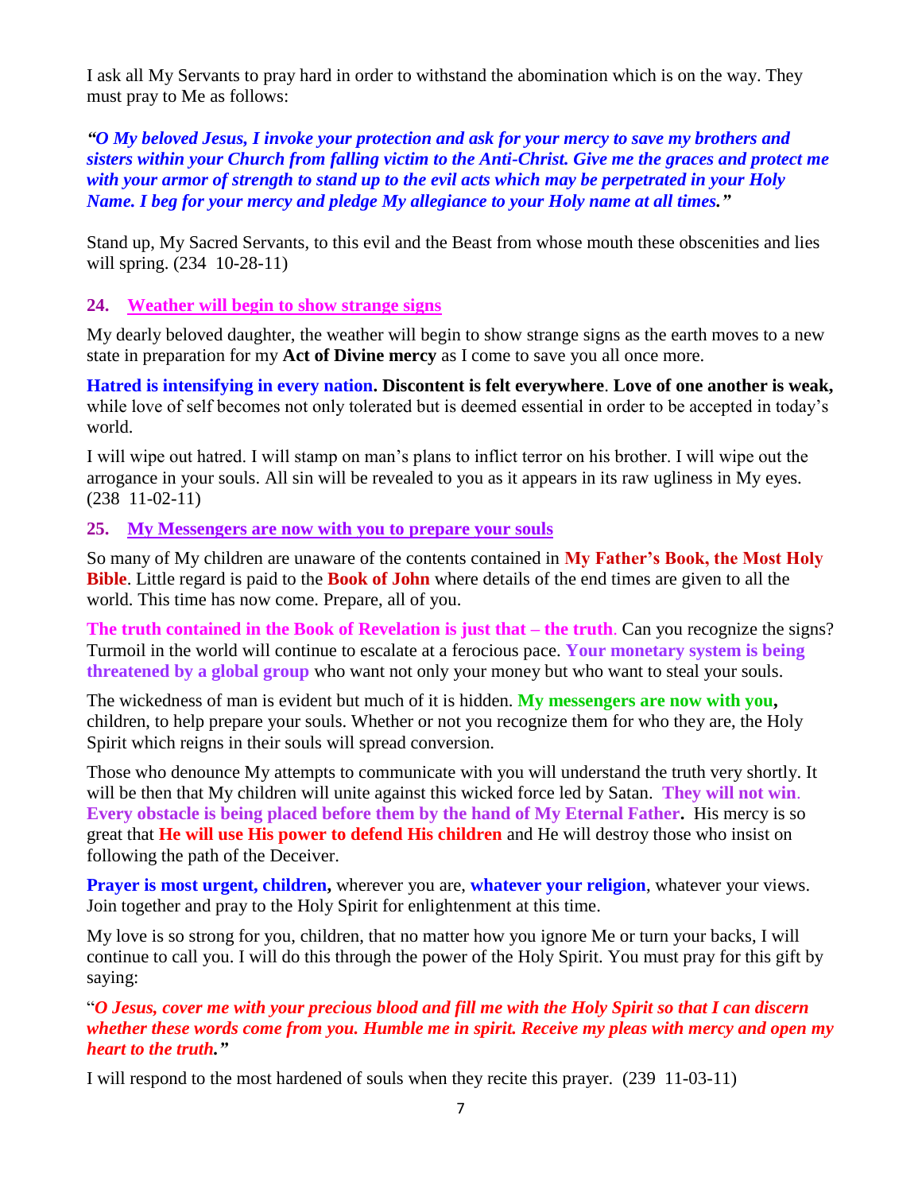I ask all My Servants to pray hard in order to withstand the abomination which is on the way. They must pray to Me as follows:

***"O My beloved Jesus, I invoke your protection and ask for your mercy to save my brothers and sisters within your Church from falling victim to the Anti-Christ. Give me the graces and protect me with your armor of strength to stand up to the evil acts which may be perpetrated in your Holy Name. I beg for your mercy and pledge My allegiance to your Holy name at all times."***

Stand up, My Sacred Servants, to this evil and the Beast from whose mouth these obscenities and lies will spring. (234 10-28-11)

### 24. Weather will begin to show strange signs

My dearly beloved daughter, the weather will begin to show strange signs as the earth moves to a new state in preparation for my **Act of Divine mercy** as I come to save you all once more.

**Hatred is intensifying in every nation. Discontent is felt everywhere**. **Love of one another is weak,** while love of self becomes not only tolerated but is deemed essential in order to be accepted in today's world.

I will wipe out hatred. I will stamp on man's plans to inflict terror on his brother. I will wipe out the arrogance in your souls. All sin will be revealed to you as it appears in its raw ugliness in My eyes. (238 11-02-11)

### 25. My Messengers are now with you to prepare your souls

So many of My children are unaware of the contents contained in **My Father's Book, the Most Holy Bible**. Little regard is paid to the **Book of John** where details of the end times are given to all the world. This time has now come. Prepare, all of you.

**The truth contained in the Book of Revelation is just that – the truth**. Can you recognize the signs? Turmoil in the world will continue to escalate at a ferocious pace. **Your monetary system is being threatened by a global group** who want not only your money but who want to steal your souls.

The wickedness of man is evident but much of it is hidden. **My messengers are now with you,** children, to help prepare your souls. Whether or not you recognize them for who they are, the Holy Spirit which reigns in their souls will spread conversion.

Those who denounce My attempts to communicate with you will understand the truth very shortly. It will be then that My children will unite against this wicked force led by Satan. **They will not win. Every obstacle is being placed before them by the hand of My Eternal Father.** His mercy is so great that **He will use His power to defend His children** and He will destroy those who insist on following the path of the Deceiver.

**Prayer is most urgent, children,** wherever you are, **whatever your religion**, whatever your views. Join together and pray to the Holy Spirit for enlightenment at this time.

My love is so strong for you, children, that no matter how you ignore Me or turn your backs, I will continue to call you. I will do this through the power of the Holy Spirit. You must pray for this gift by saying:

"***O Jesus, cover me with your precious blood and fill me with the Holy Spirit so that I can discern whether these words come from you. Humble me in spirit. Receive my pleas with mercy and open my heart to the truth."***

I will respond to the most hardened of souls when they recite this prayer. (239 11-03-11)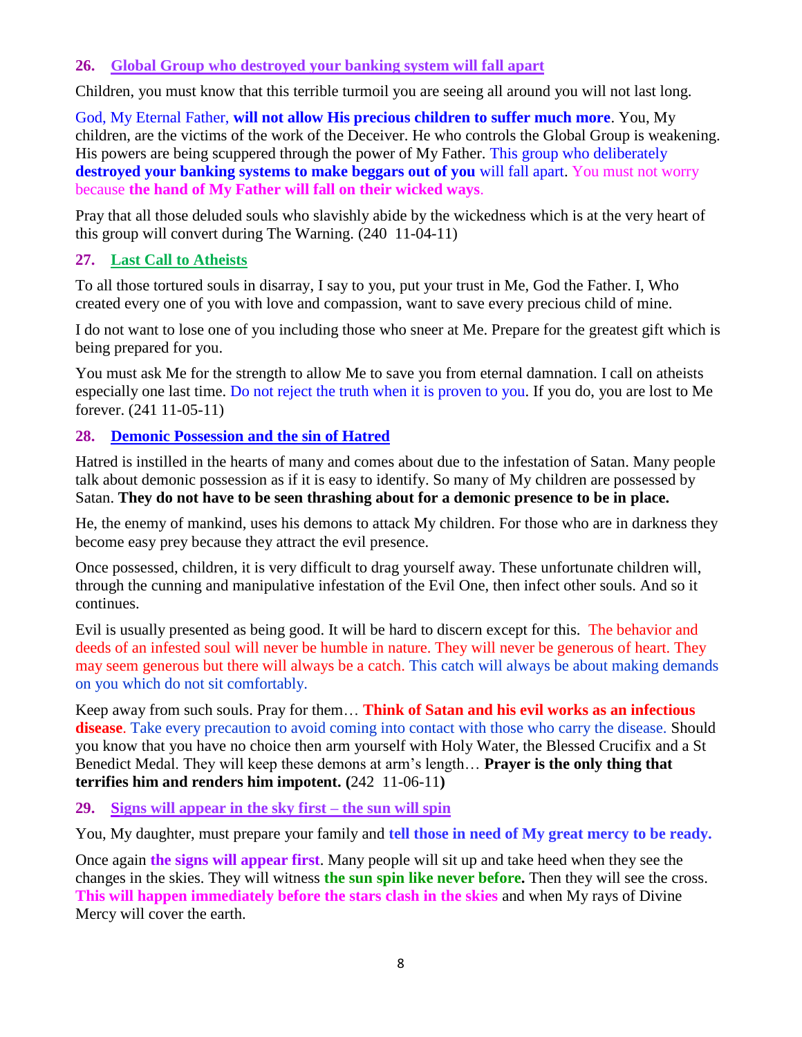### 26. Global Group who destroyed your banking system will fall apart

Children, you must know that this terrible turmoil you are seeing all around you will not last long.

God, My Eternal Father, **will not allow His precious children to suffer much more**. You, My children, are the victims of the work of the Deceiver. He who controls the Global Group is weakening. His powers are being scuppered through the power of My Father. This group who deliberately **destroyed your banking systems to make beggars out of you** will fall apart. You must not worry because **the hand of My Father will fall on their wicked ways**.

Pray that all those deluded souls who slavishly abide by the wickedness which is at the very heart of this group will convert during The Warning. (240 11-04-11)

### 27. Last Call to Atheists

To all those tortured souls in disarray, I say to you, put your trust in Me, God the Father. I, Who created every one of you with love and compassion, want to save every precious child of mine.

I do not want to lose one of you including those who sneer at Me. Prepare for the greatest gift which is being prepared for you.

You must ask Me for the strength to allow Me to save you from eternal damnation. I call on atheists especially one last time. Do not reject the truth when it is proven to you. If you do, you are lost to Me forever. (241 11-05-11)

### 28. Demonic Possession and the sin of Hatred

Hatred is instilled in the hearts of many and comes about due to the infestation of Satan. Many people talk about demonic possession as if it is easy to identify. So many of My children are possessed by Satan. **They do not have to be seen thrashing about for a demonic presence to be in place.**

He, the enemy of mankind, uses his demons to attack My children. For those who are in darkness they become easy prey because they attract the evil presence.

Once possessed, children, it is very difficult to drag yourself away. These unfortunate children will, through the cunning and manipulative infestation of the Evil One, then infect other souls. And so it continues.

Evil is usually presented as being good. It will be hard to discern except for this. The behavior and deeds of an infested soul will never be humble in nature. They will never be generous of heart. They may seem generous but there will always be a catch. This catch will always be about making demands on you which do not sit comfortably.

Keep away from such souls. Pray for them… **Think of Satan and his evil works as an infectious disease**. Take every precaution to avoid coming into contact with those who carry the disease. Should you know that you have no choice then arm yourself with Holy Water, the Blessed Crucifix and a St Benedict Medal. They will keep these demons at arm's length… **Prayer is the only thing that terrifies him and renders him impotent. (**242 11-06-11**)**

### 29. Signs will appear in the sky first – the sun will spin

You, My daughter, must prepare your family and **tell those in need of My great mercy to be ready.**

Once again **the signs will appear first**. Many people will sit up and take heed when they see the changes in the skies. They will witness **the sun spin like never before.** Then they will see the cross. **This will happen immediately before the stars clash in the skies** and when My rays of Divine Mercy will cover the earth.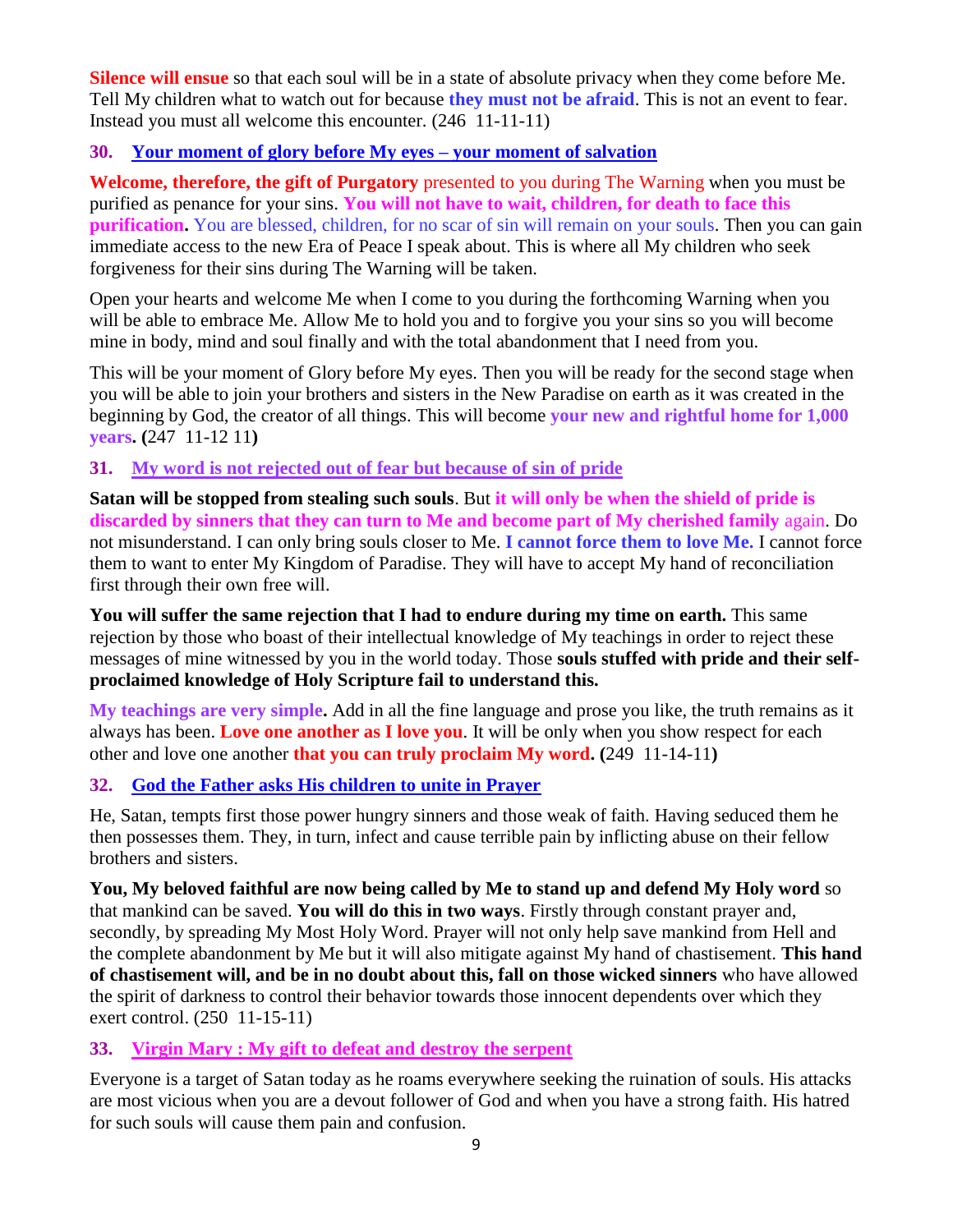**Silence will ensue** so that each soul will be in a state of absolute privacy when they come before Me. Tell My children what to watch out for because **they must not be afraid**. This is not an event to fear. Instead you must all welcome this encounter. (246 11-11-11)

### 30. Your moment of glory before My eyes – your moment of salvation

**Welcome, therefore, the gift of Purgatory** presented to you during The Warning when you must be purified as penance for your sins. **You will not have to wait, children, for death to face this purification.** You are blessed, children, for no scar of sin will remain on your souls. Then you can gain immediate access to the new Era of Peace I speak about. This is where all My children who seek forgiveness for their sins during The Warning will be taken.

Open your hearts and welcome Me when I come to you during the forthcoming Warning when you will be able to embrace Me. Allow Me to hold you and to forgive you your sins so you will become mine in body, mind and soul finally and with the total abandonment that I need from you.

This will be your moment of Glory before My eyes. Then you will be ready for the second stage when you will be able to join your brothers and sisters in the New Paradise on earth as it was created in the beginning by God, the creator of all things. This will become **your new and rightful home for 1,000 years. (**247 11-12 11**)**

### 31. My word is not rejected out of fear but because of sin of pride

**Satan will be stopped from stealing such souls**. But **it will only be when the shield of pride is discarded by sinners that they can turn to Me and become part of My cherished family** again. Do not misunderstand. I can only bring souls closer to Me. **I cannot force them to love Me.** I cannot force them to want to enter My Kingdom of Paradise. They will have to accept My hand of reconciliation first through their own free will.

**You will suffer the same rejection that I had to endure during my time on earth.** This same rejection by those who boast of their intellectual knowledge of My teachings in order to reject these messages of mine witnessed by you in the world today. Those **souls stuffed with pride and their self-proclaimed knowledge of Holy Scripture fail to understand this.**

**My teachings are very simple.** Add in all the fine language and prose you like, the truth remains as it always has been. **Love one another as I love you**. It will be only when you show respect for each other and love one another **that you can truly proclaim My word. (**249 11-14-11**)**

### 32. God the Father asks His children to unite in Prayer

He, Satan, tempts first those power hungry sinners and those weak of faith. Having seduced them he then possesses them. They, in turn, infect and cause terrible pain by inflicting abuse on their fellow brothers and sisters.

**You, My beloved faithful are now being called by Me to stand up and defend My Holy word** so that mankind can be saved. **You will do this in two ways**. Firstly through constant prayer and, secondly, by spreading My Most Holy Word. Prayer will not only help save mankind from Hell and the complete abandonment by Me but it will also mitigate against My hand of chastisement. **This hand of chastisement will, and be in no doubt about this, fall on those wicked sinners** who have allowed the spirit of darkness to control their behavior towards those innocent dependents over which they exert control. (250 11-15-11)

### 33. Virgin Mary : My gift to defeat and destroy the serpent

Everyone is a target of Satan today as he roams everywhere seeking the ruination of souls. His attacks are most vicious when you are a devout follower of God and when you have a strong faith. His hatred for such souls will cause them pain and confusion.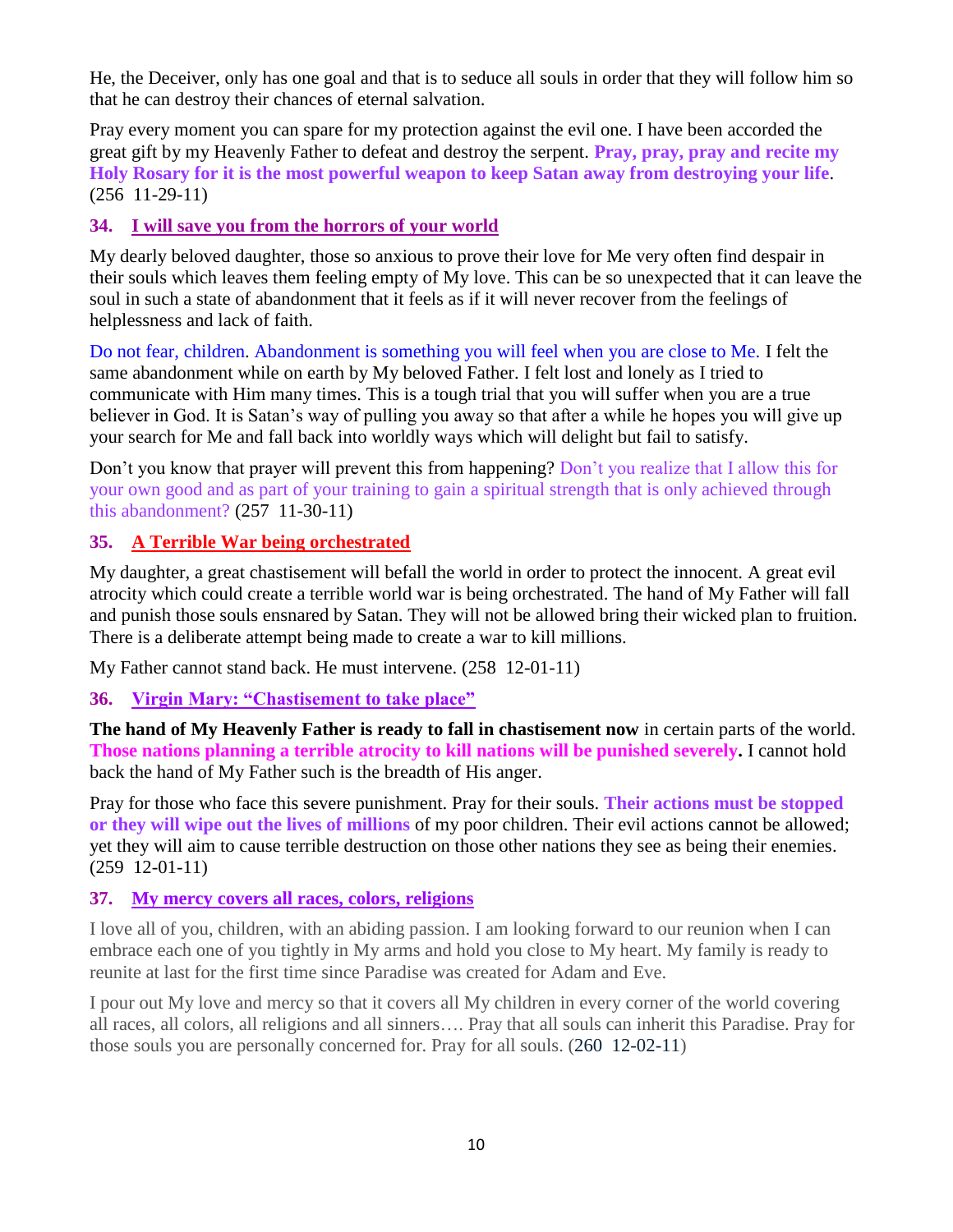He, the Deceiver, only has one goal and that is to seduce all souls in order that they will follow him so that he can destroy their chances of eternal salvation.

Pray every moment you can spare for my protection against the evil one. I have been accorded the great gift by my Heavenly Father to defeat and destroy the serpent. **Pray, pray, pray and recite my Holy Rosary for it is the most powerful weapon to keep Satan away from destroying your life**. (256 11-29-11)

### 34. I will save you from the horrors of your world

My dearly beloved daughter, those so anxious to prove their love for Me very often find despair in their souls which leaves them feeling empty of My love. This can be so unexpected that it can leave the soul in such a state of abandonment that it feels as if it will never recover from the feelings of helplessness and lack of faith.

Do not fear, children. Abandonment is something you will feel when you are close to Me. I felt the same abandonment while on earth by My beloved Father. I felt lost and lonely as I tried to communicate with Him many times. This is a tough trial that you will suffer when you are a true believer in God. It is Satan's way of pulling you away so that after a while he hopes you will give up your search for Me and fall back into worldly ways which will delight but fail to satisfy.

Don't you know that prayer will prevent this from happening? Don't you realize that I allow this for your own good and as part of your training to gain a spiritual strength that is only achieved through this abandonment? (257 11-30-11)

### 35. A Terrible War being orchestrated

My daughter, a great chastisement will befall the world in order to protect the innocent. A great evil atrocity which could create a terrible world war is being orchestrated. The hand of My Father will fall and punish those souls ensnared by Satan. They will not be allowed bring their wicked plan to fruition. There is a deliberate attempt being made to create a war to kill millions.

My Father cannot stand back. He must intervene. (258 12-01-11)

### 36. Virgin Mary: "Chastisement to take place"

**The hand of My Heavenly Father is ready to fall in chastisement now** in certain parts of the world. **Those nations planning a terrible atrocity to kill nations will be punished severely.** I cannot hold back the hand of My Father such is the breadth of His anger.

Pray for those who face this severe punishment. Pray for their souls. **Their actions must be stopped or they will wipe out the lives of millions** of my poor children. Their evil actions cannot be allowed; yet they will aim to cause terrible destruction on those other nations they see as being their enemies. (259 12-01-11)

### 37. My mercy covers all races, colors, religions

I love all of you, children, with an abiding passion. I am looking forward to our reunion when I can embrace each one of you tightly in My arms and hold you close to My heart. My family is ready to reunite at last for the first time since Paradise was created for Adam and Eve.

I pour out My love and mercy so that it covers all My children in every corner of the world covering all races, all colors, all religions and all sinners…. Pray that all souls can inherit this Paradise. Pray for those souls you are personally concerned for. Pray for all souls. (260 12-02-11)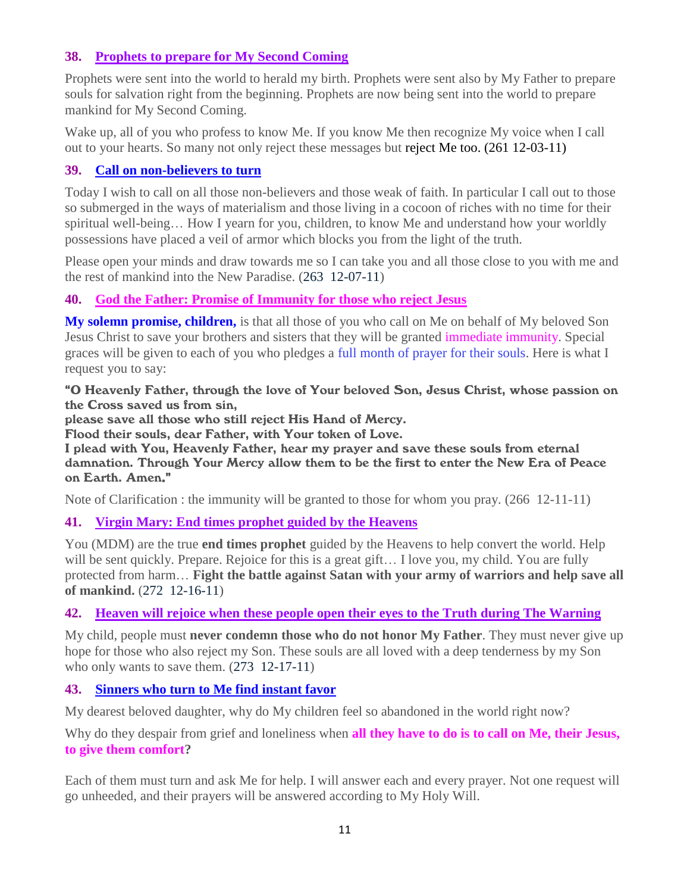### 38. Prophets to prepare for My Second Coming

Prophets were sent into the world to herald my birth. Prophets were sent also by My Father to prepare souls for salvation right from the beginning. Prophets are now being sent into the world to prepare mankind for My Second Coming.

Wake up, all of you who profess to know Me. If you know Me then recognize My voice when I call out to your hearts. So many not only reject these messages but reject Me too. (261 12-03-11)

### 39. Call on non-believers to turn

Today I wish to call on all those non-believers and those weak of faith. In particular I call out to those so submerged in the ways of materialism and those living in a cocoon of riches with no time for their spiritual well-being… How I yearn for you, children, to know Me and understand how your worldly possessions have placed a veil of armor which blocks you from the light of the truth.

Please open your minds and draw towards me so I can take you and all those close to you with me and the rest of mankind into the New Paradise. (263 12-07-11)

### 40. God the Father: Promise of Immunity for those who reject Jesus

**My solemn promise, children,** is that all those of you who call on Me on behalf of My beloved Son Jesus Christ to save your brothers and sisters that they will be granted immediate immunity. Special graces will be given to each of you who pledges a full month of prayer for their souls. Here is what I request you to say:

**"O Heavenly Father, through the love of Your beloved Son, Jesus Christ, whose passion on the Cross saved us from sin,**
**please save all those who still reject His Hand of Mercy.**
**Flood their souls, dear Father, with Your token of Love.**
**I plead with You, Heavenly Father, hear my prayer and save these souls from eternal damnation. Through Your Mercy allow them to be the first to enter the New Era of Peace on Earth. Amen."**

Note of Clarification : the immunity will be granted to those for whom you pray. (266 12-11-11)

### 41. Virgin Mary: End times prophet guided by the Heavens

You (MDM) are the true **end times prophet** guided by the Heavens to help convert the world. Help will be sent quickly. Prepare. Rejoice for this is a great gift… I love you, my child. You are fully protected from harm… **Fight the battle against Satan with your army of warriors and help save all of mankind.** (272 12-16-11)

### 42. Heaven will rejoice when these people open their eyes to the Truth during The Warning

My child, people must **never condemn those who do not honor My Father**. They must never give up hope for those who also reject my Son. These souls are all loved with a deep tenderness by my Son who only wants to save them. (273 12-17-11)

### 43. Sinners who turn to Me find instant favor

My dearest beloved daughter, why do My children feel so abandoned in the world right now?

Why do they despair from grief and loneliness when **all they have to do is to call on Me, their Jesus, to give them comfort?**

Each of them must turn and ask Me for help. I will answer each and every prayer. Not one request will go unheeded, and their prayers will be answered according to My Holy Will.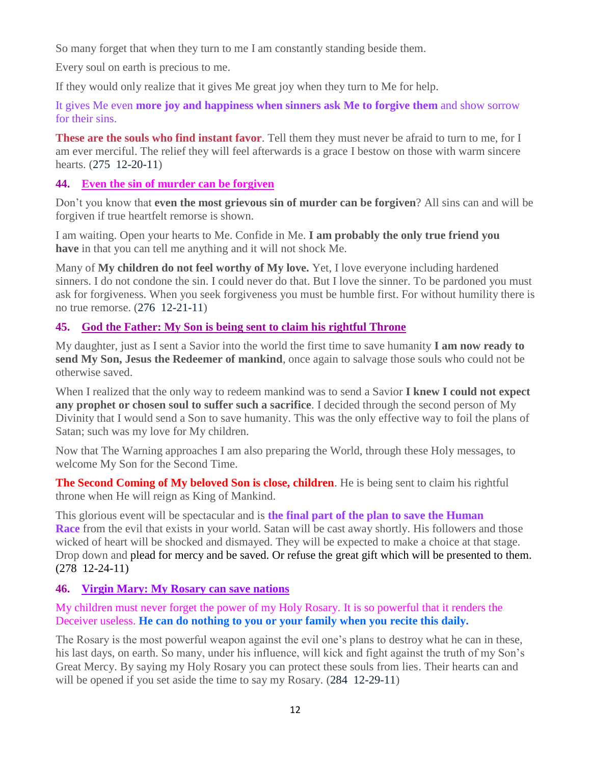So many forget that when they turn to me I am constantly standing beside them.

Every soul on earth is precious to me.

If they would only realize that it gives Me great joy when they turn to Me for help.

It gives Me even **more joy and happiness when sinners ask Me to forgive them** and show sorrow for their sins.

**These are the souls who find instant favor**. Tell them they must never be afraid to turn to me, for I am ever merciful. The relief they will feel afterwards is a grace I bestow on those with warm sincere hearts. (275 12-20-11)

### 44. Even the sin of murder can be forgiven

Don't you know that **even the most grievous sin of murder can be forgiven**? All sins can and will be forgiven if true heartfelt remorse is shown.

I am waiting. Open your hearts to Me. Confide in Me. **I am probably the only true friend you have** in that you can tell me anything and it will not shock Me.

Many of **My children do not feel worthy of My love.** Yet, I love everyone including hardened sinners. I do not condone the sin. I could never do that. But I love the sinner. To be pardoned you must ask for forgiveness. When you seek forgiveness you must be humble first. For without humility there is no true remorse. (276 12-21-11)

### 45. God the Father: My Son is being sent to claim his rightful Throne

My daughter, just as I sent a Savior into the world the first time to save humanity **I am now ready to send My Son, Jesus the Redeemer of mankind**, once again to salvage those souls who could not be otherwise saved.

When I realized that the only way to redeem mankind was to send a Savior **I knew I could not expect any prophet or chosen soul to suffer such a sacrifice**. I decided through the second person of My Divinity that I would send a Son to save humanity. This was the only effective way to foil the plans of Satan; such was my love for My children.

Now that The Warning approaches I am also preparing the World, through these Holy messages, to welcome My Son for the Second Time.

**The Second Coming of My beloved Son is close, children**. He is being sent to claim his rightful throne when He will reign as King of Mankind.

This glorious event will be spectacular and is **the final part of the plan to save the Human Race** from the evil that exists in your world. Satan will be cast away shortly. His followers and those wicked of heart will be shocked and dismayed. They will be expected to make a choice at that stage. Drop down and plead for mercy and be saved. Or refuse the great gift which will be presented to them. (278 12-24-11)

### 46. Virgin Mary: My Rosary can save nations

My children must never forget the power of my Holy Rosary. It is so powerful that it renders the Deceiver useless. **He can do nothing to you or your family when you recite this daily.**

The Rosary is the most powerful weapon against the evil one's plans to destroy what he can in these, his last days, on earth. So many, under his influence, will kick and fight against the truth of my Son's Great Mercy. By saying my Holy Rosary you can protect these souls from lies. Their hearts can and will be opened if you set aside the time to say my Rosary. (284 12-29-11)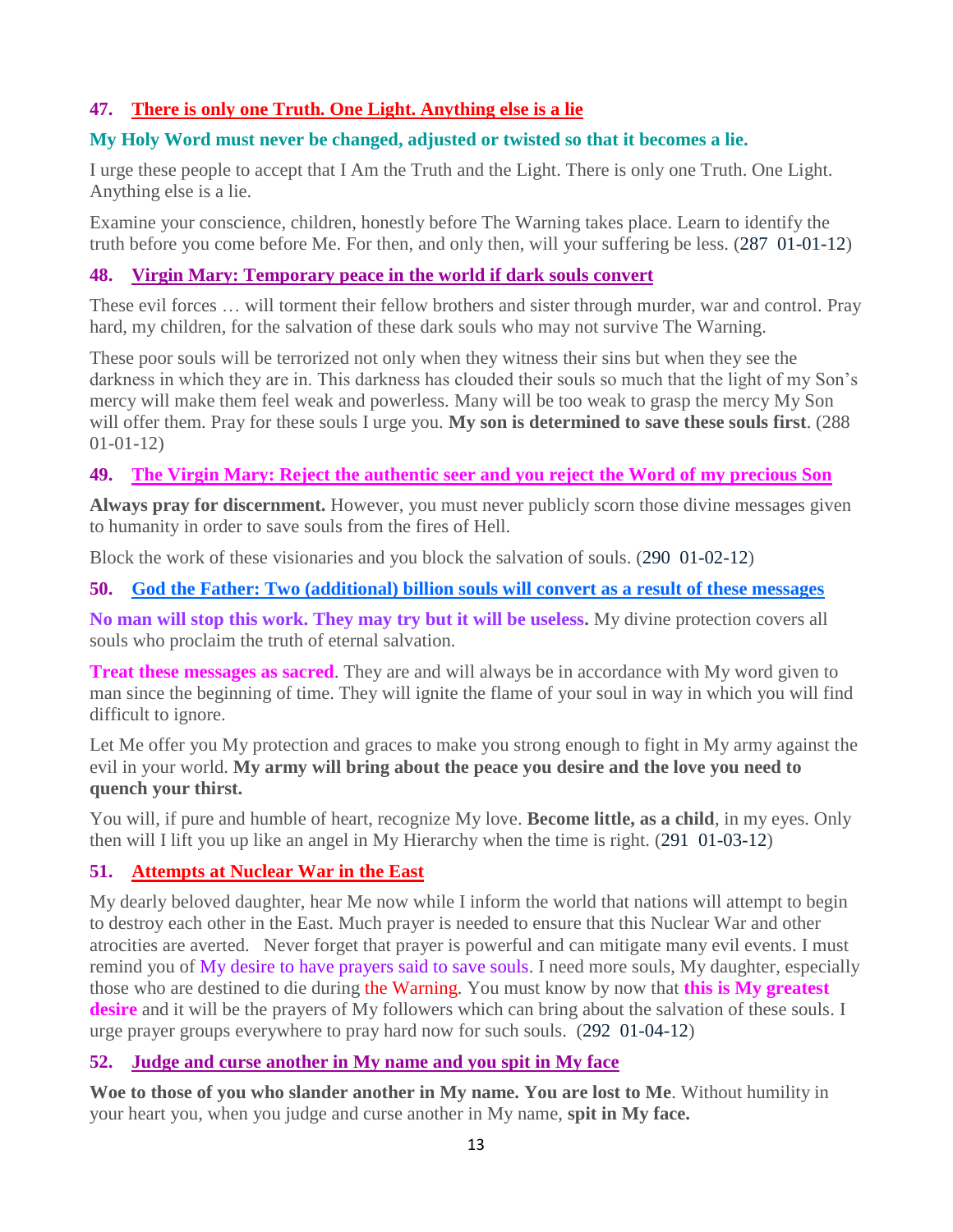### 47. There is only one Truth. One Light. Anything else is a lie

**My Holy Word must never be changed, adjusted or twisted so that it becomes a lie.**

I urge these people to accept that I Am the Truth and the Light. There is only one Truth. One Light. Anything else is a lie.

Examine your conscience, children, honestly before The Warning takes place. Learn to identify the truth before you come before Me. For then, and only then, will your suffering be less. (287 01-01-12)

### 48. Virgin Mary: Temporary peace in the world if dark souls convert

These evil forces … will torment their fellow brothers and sister through murder, war and control. Pray hard, my children, for the salvation of these dark souls who may not survive The Warning.

These poor souls will be terrorized not only when they witness their sins but when they see the darkness in which they are in. This darkness has clouded their souls so much that the light of my Son's mercy will make them feel weak and powerless. Many will be too weak to grasp the mercy My Son will offer them. Pray for these souls I urge you. **My son is determined to save these souls first**. (288 01-01-12)

### 49. The Virgin Mary: Reject the authentic seer and you reject the Word of my precious Son

**Always pray for discernment.** However, you must never publicly scorn those divine messages given to humanity in order to save souls from the fires of Hell.

Block the work of these visionaries and you block the salvation of souls. (290 01-02-12)

### 50. God the Father: Two (additional) billion souls will convert as a result of these messages

**No man will stop this work. They may try but it will be useless.** My divine protection covers all souls who proclaim the truth of eternal salvation.

**Treat these messages as sacred**. They are and will always be in accordance with My word given to man since the beginning of time. They will ignite the flame of your soul in way in which you will find difficult to ignore.

Let Me offer you My protection and graces to make you strong enough to fight in My army against the evil in your world. **My army will bring about the peace you desire and the love you need to quench your thirst.**

You will, if pure and humble of heart, recognize My love. **Become little, as a child**, in my eyes. Only then will I lift you up like an angel in My Hierarchy when the time is right. (291 01-03-12)

### 51. Attempts at Nuclear War in the East

My dearly beloved daughter, hear Me now while I inform the world that nations will attempt to begin to destroy each other in the East. Much prayer is needed to ensure that this Nuclear War and other atrocities are averted. Never forget that prayer is powerful and can mitigate many evil events. I must remind you of My desire to have prayers said to save souls. I need more souls, My daughter, especially those who are destined to die during the Warning. You must know by now that **this is My greatest desire** and it will be the prayers of My followers which can bring about the salvation of these souls. I urge prayer groups everywhere to pray hard now for such souls. (292 01-04-12)

### 52. Judge and curse another in My name and you spit in My face

**Woe to those of you who slander another in My name. You are lost to Me**. Without humility in your heart you, when you judge and curse another in My name, **spit in My face.**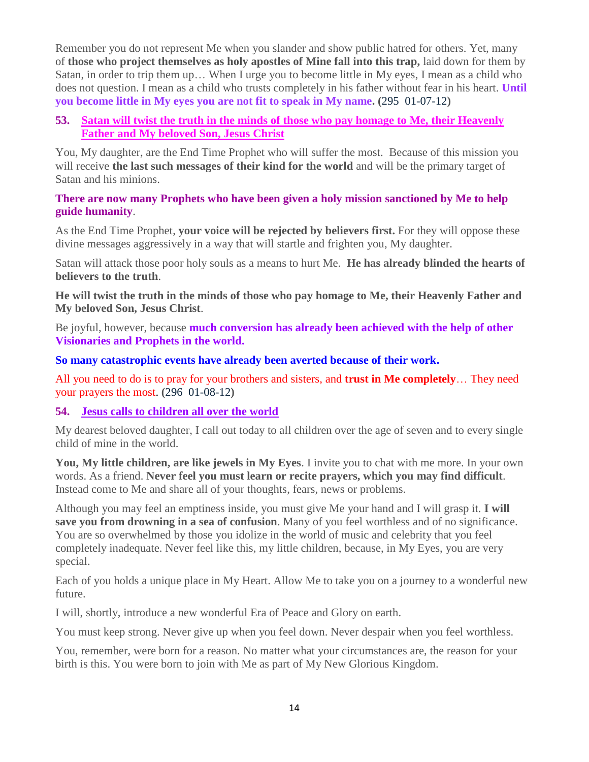Remember you do not represent Me when you slander and show public hatred for others. Yet, many of **those who project themselves as holy apostles of Mine fall into this trap,** laid down for them by Satan, in order to trip them up… When I urge you to become little in My eyes, I mean as a child who does not question. I mean as a child who trusts completely in his father without fear in his heart. **Until you become little in My eyes you are not fit to speak in My name.** (295 01-07-12)

### 53. Satan will twist the truth in the minds of those who pay homage to Me, their Heavenly Father and My beloved Son, Jesus Christ

You, My daughter, are the End Time Prophet who will suffer the most. Because of this mission you will receive **the last such messages of their kind for the world** and will be the primary target of Satan and his minions.

**There are now many Prophets who have been given a holy mission sanctioned by Me to help guide humanity**.

As the End Time Prophet, **your voice will be rejected by believers first.** For they will oppose these divine messages aggressively in a way that will startle and frighten you, My daughter.

Satan will attack those poor holy souls as a means to hurt Me. **He has already blinded the hearts of believers to the truth**.

**He will twist the truth in the minds of those who pay homage to Me, their Heavenly Father and My beloved Son, Jesus Christ**.

Be joyful, however, because **much conversion has already been achieved with the help of other Visionaries and Prophets in the world.**

**So many catastrophic events have already been averted because of their work.**

All you need to do is to pray for your brothers and sisters, and **trust in Me completely**… They need your prayers the most. (296 01-08-12)

### 54. Jesus calls to children all over the world

My dearest beloved daughter, I call out today to all children over the age of seven and to every single child of mine in the world.

**You, My little children, are like jewels in My Eyes**. I invite you to chat with me more. In your own words. As a friend. **Never feel you must learn or recite prayers, which you may find difficult**. Instead come to Me and share all of your thoughts, fears, news or problems.

Although you may feel an emptiness inside, you must give Me your hand and I will grasp it. **I will save you from drowning in a sea of confusion**. Many of you feel worthless and of no significance. You are so overwhelmed by those you idolize in the world of music and celebrity that you feel completely inadequate. Never feel like this, my little children, because, in My Eyes, you are very special.

Each of you holds a unique place in My Heart. Allow Me to take you on a journey to a wonderful new future.

I will, shortly, introduce a new wonderful Era of Peace and Glory on earth.

You must keep strong. Never give up when you feel down. Never despair when you feel worthless.

You, remember, were born for a reason. No matter what your circumstances are, the reason for your birth is this. You were born to join with Me as part of My New Glorious Kingdom.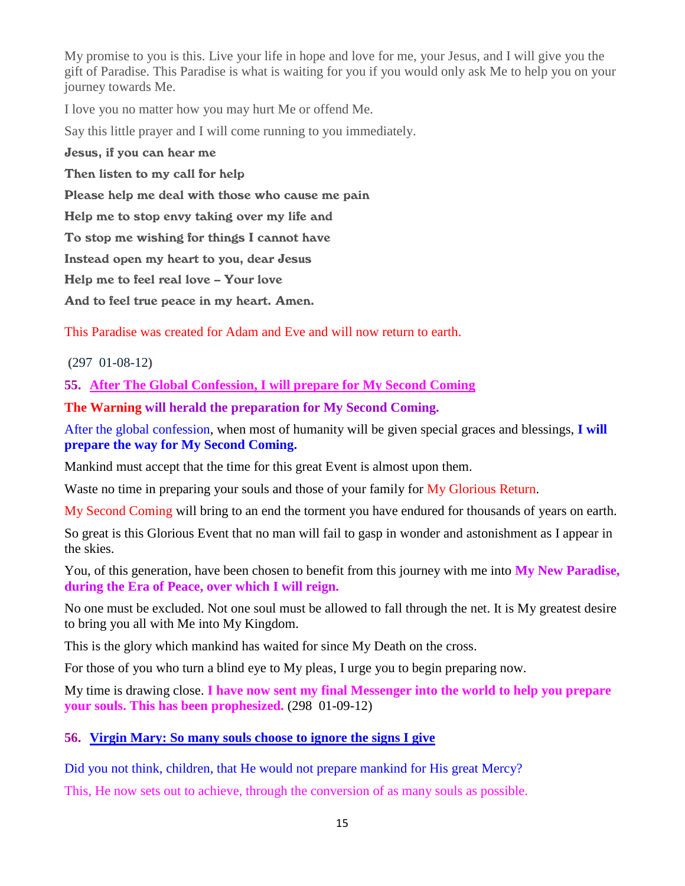My promise to you is this. Live your life in hope and love for me, your Jesus, and I will give you the gift of Paradise. This Paradise is what is waiting for you if you would only ask Me to help you on your journey towards Me.

I love you no matter how you may hurt Me or offend Me.

Say this little prayer and I will come running to you immediately.

**Jesus, if you can hear me**

**Then listen to my call for help**

**Please help me deal with those who cause me pain**

**Help me to stop envy taking over my life and**

**To stop me wishing for things I cannot have**

**Instead open my heart to you, dear Jesus**

**Help me to feel real love – Your love**

**And to feel true peace in my heart. Amen.**

This Paradise was created for Adam and Eve and will now return to earth.

(297 01-08-12)

**55. After The Global Confession, I will prepare for My Second Coming**

**The Warning will herald the preparation for My Second Coming.**

After the global confession, when most of humanity will be given special graces and blessings, **I will prepare the way for My Second Coming.**

Mankind must accept that the time for this great Event is almost upon them.

Waste no time in preparing your souls and those of your family for My Glorious Return.

My Second Coming will bring to an end the torment you have endured for thousands of years on earth.

So great is this Glorious Event that no man will fail to gasp in wonder and astonishment as I appear in the skies.

You, of this generation, have been chosen to benefit from this journey with me into **My New Paradise, during the Era of Peace, over which I will reign.**

No one must be excluded. Not one soul must be allowed to fall through the net. It is My greatest desire to bring you all with Me into My Kingdom.

This is the glory which mankind has waited for since My Death on the cross.

For those of you who turn a blind eye to My pleas, I urge you to begin preparing now.

My time is drawing close. **I have now sent my final Messenger into the world to help you prepare your souls. This has been prophesized.** (298 01-09-12)

**56. Virgin Mary: So many souls choose to ignore the signs I give**

Did you not think, children, that He would not prepare mankind for His great Mercy?

This, He now sets out to achieve, through the conversion of as many souls as possible.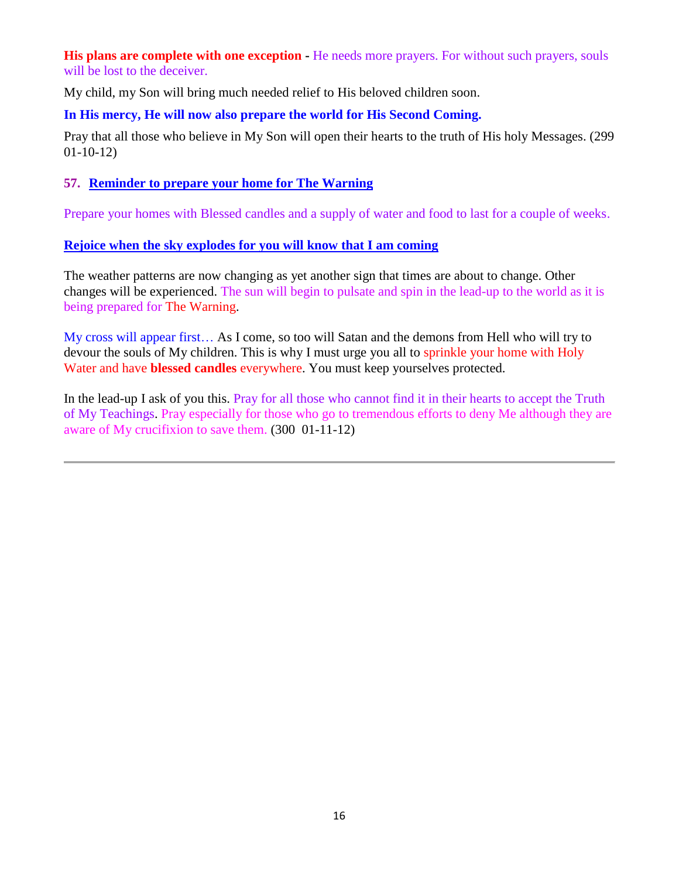**His plans are complete with one exception - He needs more prayers. For without such prayers, souls will be lost to the deceiver.**

My child, my Son will bring much needed relief to His beloved children soon.

**In His mercy, He will now also prepare the world for His Second Coming.**

Pray that all those who believe in My Son will open their hearts to the truth of His holy Messages. (299 01-10-12)

### 57. Reminder to prepare your home for The Warning

Prepare your homes with Blessed candles and a supply of water and food to last for a couple of weeks.

**Rejoice when the sky explodes for you will know that I am coming**

The weather patterns are now changing as yet another sign that times are about to change. Other changes will be experienced. The sun will begin to pulsate and spin in the lead-up to the world as it is being prepared for The Warning.

My cross will appear first… As I come, so too will Satan and the demons from Hell who will try to devour the souls of My children. This is why I must urge you all to sprinkle your home with Holy Water and have **blessed candles** everywhere. You must keep yourselves protected.

In the lead-up I ask of you this. Pray for all those who cannot find it in their hearts to accept the Truth of My Teachings. Pray especially for those who go to tremendous efforts to deny Me although they are aware of My crucifixion to save them. (300 01-11-12)

---